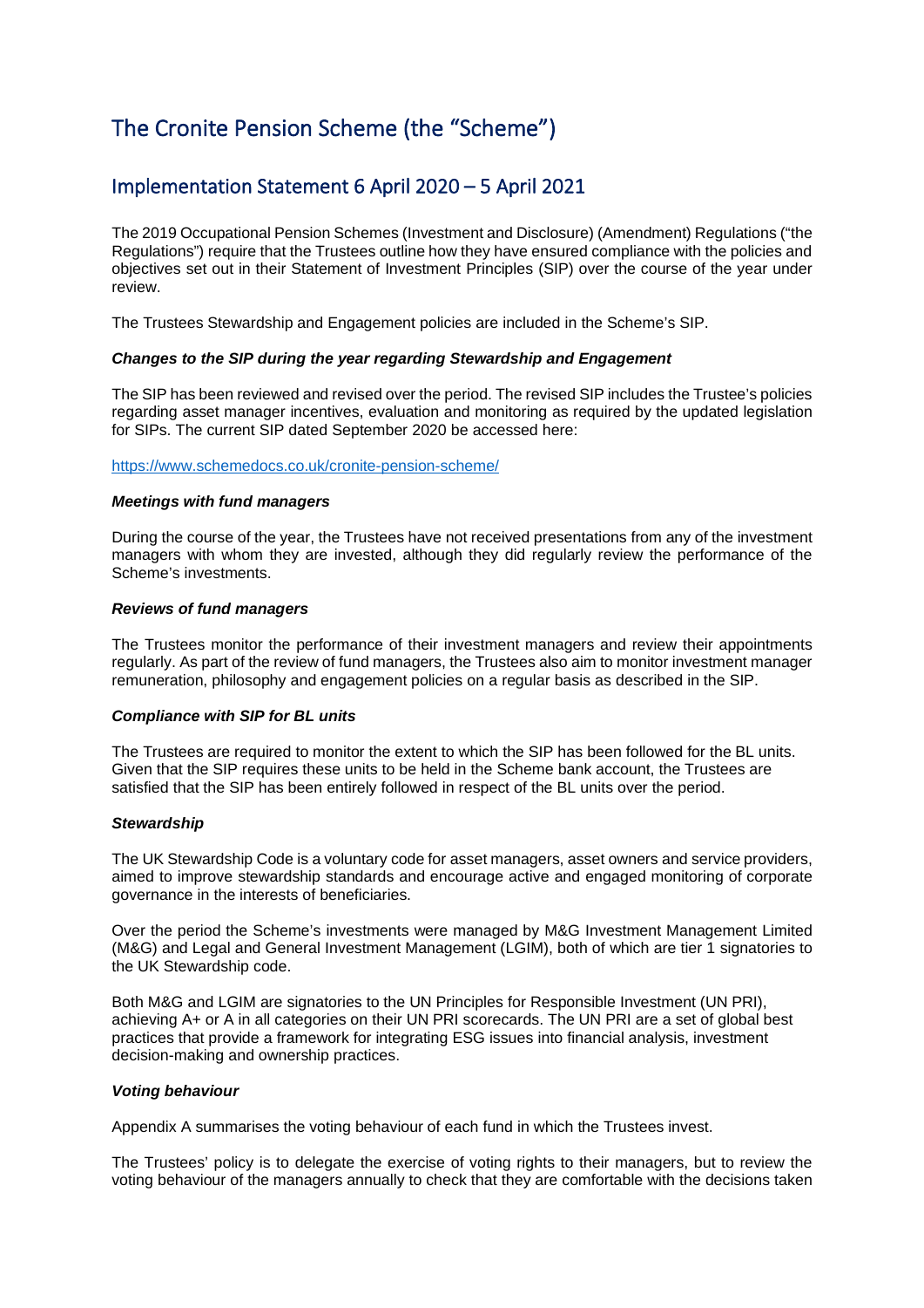# The Cronite Pension Scheme (the "Scheme")

## Implementation Statement 6 April 2020 – 5 April 2021

The 2019 Occupational Pension Schemes (Investment and Disclosure) (Amendment) Regulations ("the Regulations") require that the Trustees outline how they have ensured compliance with the policies and objectives set out in their Statement of Investment Principles (SIP) over the course of the year under review.

The Trustees Stewardship and Engagement policies are included in the Scheme's SIP.

### ***Changes to the SIP during the year regarding Stewardship and Engagement***

The SIP has been reviewed and revised over the period. The revised SIP includes the Trustee's policies regarding asset manager incentives, evaluation and monitoring as required by the updated legislation for SIPs. The current SIP dated September 2020 be accessed here:

https://www.schemedocs.co.uk/cronite-pension-scheme/

### ***Meetings with fund managers***

During the course of the year, the Trustees have not received presentations from any of the investment managers with whom they are invested, although they did regularly review the performance of the Scheme's investments.

### ***Reviews of fund managers***

The Trustees monitor the performance of their investment managers and review their appointments regularly. As part of the review of fund managers, the Trustees also aim to monitor investment manager remuneration, philosophy and engagement policies on a regular basis as described in the SIP.

### ***Compliance with SIP for BL units***

The Trustees are required to monitor the extent to which the SIP has been followed for the BL units. Given that the SIP requires these units to be held in the Scheme bank account, the Trustees are satisfied that the SIP has been entirely followed in respect of the BL units over the period.

### ***Stewardship***

The UK Stewardship Code is a voluntary code for asset managers, asset owners and service providers, aimed to improve stewardship standards and encourage active and engaged monitoring of corporate governance in the interests of beneficiaries.

Over the period the Scheme's investments were managed by M&G Investment Management Limited (M&G) and Legal and General Investment Management (LGIM), both of which are tier 1 signatories to the UK Stewardship code.

Both M&G and LGIM are signatories to the UN Principles for Responsible Investment (UN PRI), achieving A+ or A in all categories on their UN PRI scorecards. The UN PRI are a set of global best practices that provide a framework for integrating ESG issues into financial analysis, investment decision-making and ownership practices.

### ***Voting behaviour***

Appendix A summarises the voting behaviour of each fund in which the Trustees invest.

The Trustees' policy is to delegate the exercise of voting rights to their managers, but to review the voting behaviour of the managers annually to check that they are comfortable with the decisions taken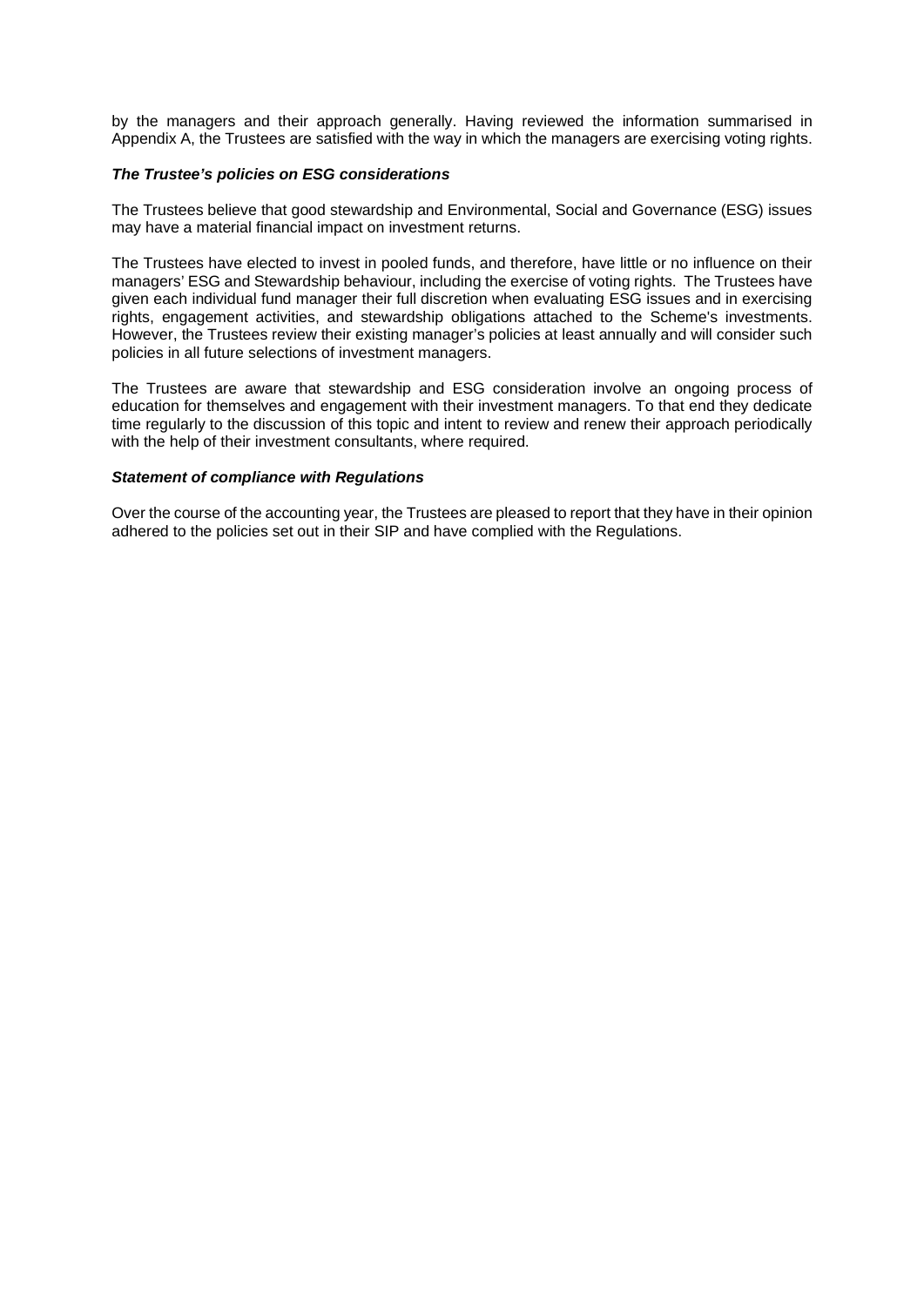by the managers and their approach generally. Having reviewed the information summarised in Appendix A, the Trustees are satisfied with the way in which the managers are exercising voting rights.

***The Trustee's policies on ESG considerations***

The Trustees believe that good stewardship and Environmental, Social and Governance (ESG) issues may have a material financial impact on investment returns.

The Trustees have elected to invest in pooled funds, and therefore, have little or no influence on their managers' ESG and Stewardship behaviour, including the exercise of voting rights. The Trustees have given each individual fund manager their full discretion when evaluating ESG issues and in exercising rights, engagement activities, and stewardship obligations attached to the Scheme's investments. However, the Trustees review their existing manager's policies at least annually and will consider such policies in all future selections of investment managers.

The Trustees are aware that stewardship and ESG consideration involve an ongoing process of education for themselves and engagement with their investment managers. To that end they dedicate time regularly to the discussion of this topic and intent to review and renew their approach periodically with the help of their investment consultants, where required.

***Statement of compliance with Regulations***

Over the course of the accounting year, the Trustees are pleased to report that they have in their opinion adhered to the policies set out in their SIP and have complied with the Regulations.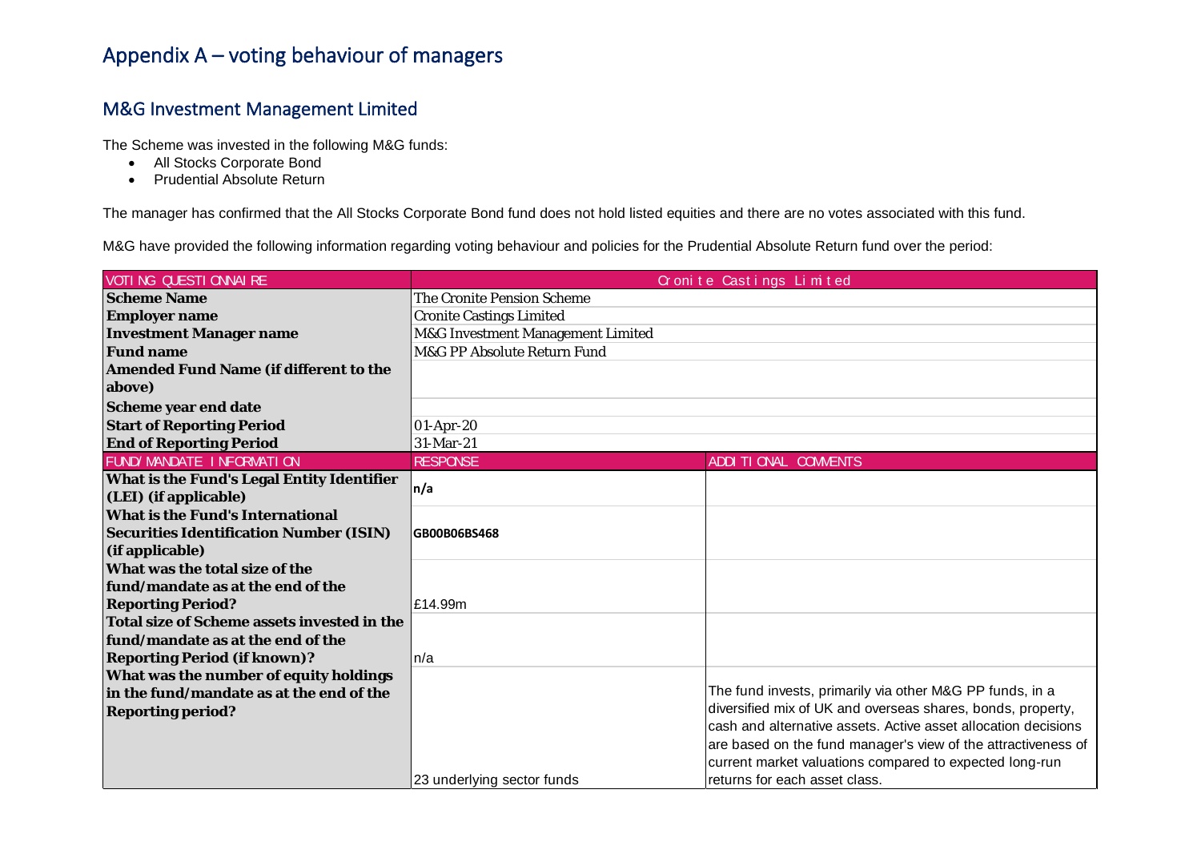# Appendix A – voting behaviour of managers

## M&G Investment Management Limited

The Scheme was invested in the following M&G funds:

- All Stocks Corporate Bond
- Prudential Absolute Return

The manager has confirmed that the All Stocks Corporate Bond fund does not hold listed equities and there are no votes associated with this fund.

M&G have provided the following information regarding voting behaviour and policies for the Prudential Absolute Return fund over the period:

| VOTING QUESTIONNAIRE | Cronite Castings Limited | |
|---|---|---|
| **Scheme Name** | The Cronite Pension Scheme | |
| **Employer name** | Cronite Castings Limited | |
| **Investment Manager name** | M&G Investment Management Limited | |
| **Fund name** | M&G PP Absolute Return Fund | |
| **Amended Fund Name (if different to the above)** | | |
| **Scheme year end date** | | |
| **Start of Reporting Period** | 01-Apr-20 | |
| **End of Reporting Period** | 31-Mar-21 | |
| FUND/MANDATE INFORMATION | RESPONSE | ADDITIONAL COMMENTS |
| **What is the Fund's Legal Entity Identifier (LEI) (if applicable)** | **n/a** | |
| **What is the Fund's International Securities Identification Number (ISIN) (if applicable)** | **GB00B06BS468** | |
| **What was the total size of the fund/mandate as at the end of the Reporting Period?** | £14.99m | |
| **Total size of Scheme assets invested in the fund/mandate as at the end of the Reporting Period (if known)?** | n/a | |
| **What was the number of equity holdings in the fund/mandate as at the end of the Reporting period?** | 23 underlying sector funds | The fund invests, primarily via other M&G PP funds, in a diversified mix of UK and overseas shares, bonds, property, cash and alternative assets. Active asset allocation decisions are based on the fund manager's view of the attractiveness of current market valuations compared to expected long-run returns for each asset class. |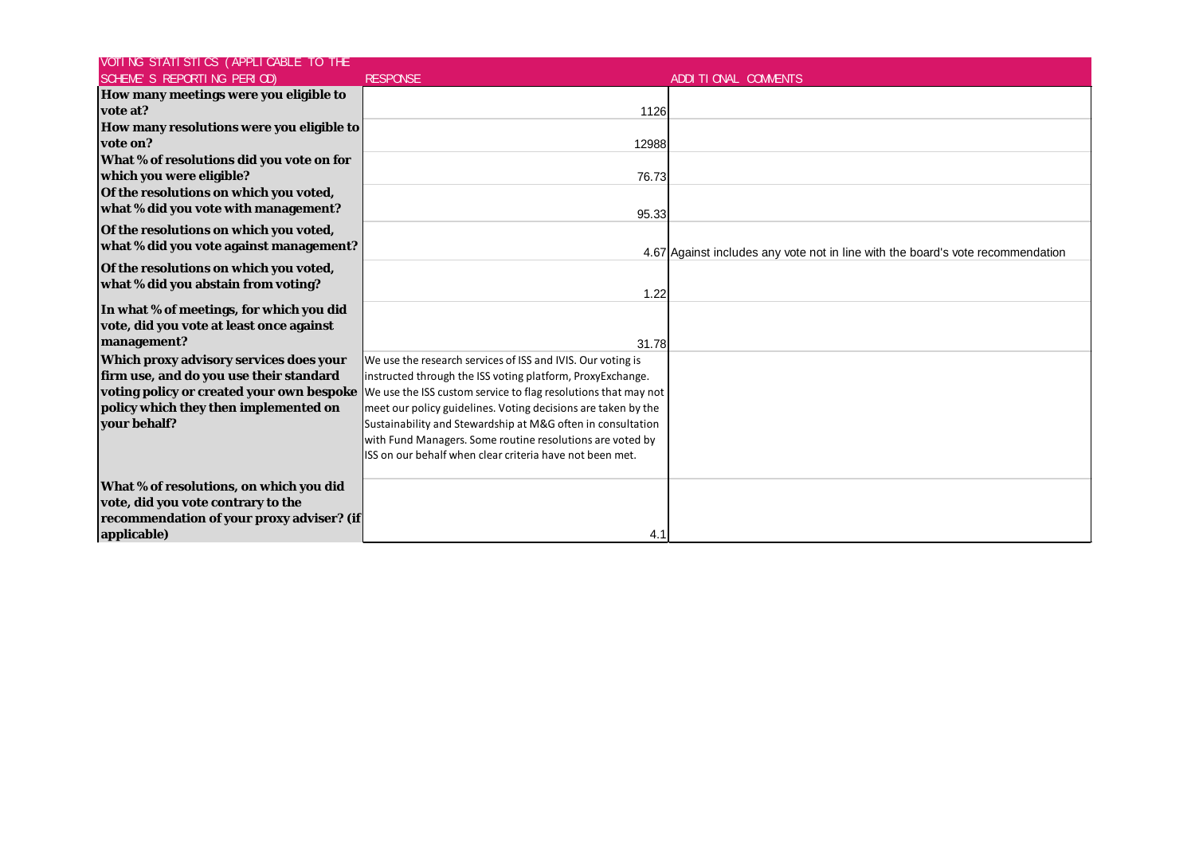| VOTING STATISTICS (APPLICABLE TO THE SCHEME'S REPORTING PERIOD) | RESPONSE | ADDITIONAL COMMENTS |
| --- | --- | --- |
| **How many meetings were you eligible to vote at?** | 1126 | |
| **How many resolutions were you eligible to vote on?** | 12988 | |
| **What % of resolutions did you vote on for which you were eligible?** | 76.73 | |
| **Of the resolutions on which you voted, what % did you vote with management?** | 95.33 | |
| **Of the resolutions on which you voted, what % did you vote against management?** | 4.67 | Against includes any vote not in line with the board's vote recommendation |
| **Of the resolutions on which you voted, what % did you abstain from voting?** | 1.22 | |
| **In what % of meetings, for which you did vote, did you vote at least once against management?** | 31.78 | |
| **Which proxy advisory services does your firm use, and do you use their standard voting policy or created your own bespoke policy which they then implemented on your behalf?** | We use the research services of ISS and IVIS. Our voting is instructed through the ISS voting platform, ProxyExchange. We use the ISS custom service to flag resolutions that may not meet our policy guidelines. Voting decisions are taken by the Sustainability and Stewardship at M&G often in consultation with Fund Managers. Some routine resolutions are voted by ISS on our behalf when clear criteria have not been met. | |
| **What % of resolutions, on which you did vote, did you vote contrary to the recommendation of your proxy adviser? (if applicable)** | 4.1 | |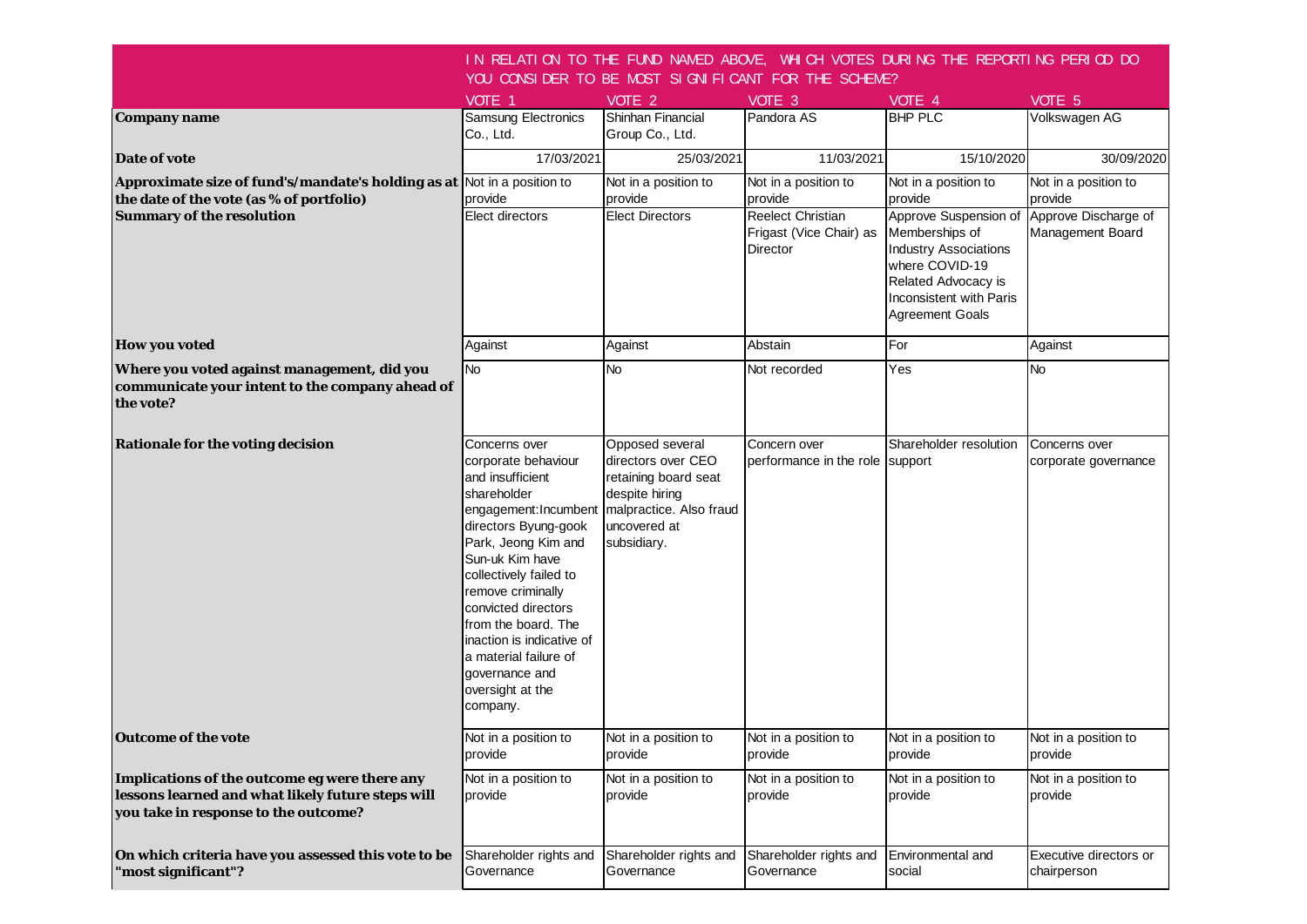| | IN RELATION TO THE FUND NAMED ABOVE, WHICH VOTES DURING THE REPORTING PERIOD DO YOU CONSIDER TO BE MOST SIGNIFICANT FOR THE SCHEME? | | | | |
|---|---|---|---|---|---|
| | VOTE 1 | VOTE 2 | VOTE 3 | VOTE 4 | VOTE 5 |
| **Company name** | Samsung Electronics Co., Ltd. | Shinhan Financial Group Co., Ltd. | Pandora AS | BHP PLC | Volkswagen AG |
| **Date of vote** | 17/03/2021 | 25/03/2021 | 11/03/2021 | 15/10/2020 | 30/09/2020 |
| **Approximate size of fund's/mandate's holding as at the date of the vote (as % of portfolio)** | Not in a position to provide | Not in a position to provide | Not in a position to provide | Not in a position to provide | Not in a position to provide |
| **Summary of the resolution** | Elect directors | Elect Directors | Reelect Christian Frigast (Vice Chair) as Director | Approve Suspension of Memberships of Industry Associations where COVID-19 Related Advocacy is Inconsistent with Paris Agreement Goals | Approve Discharge of Management Board |
| **How you voted** | Against | Against | Abstain | For | Against |
| **Where you voted against management, did you communicate your intent to the company ahead of the vote?** | No | No | Not recorded | Yes | No |
| **Rationale for the voting decision** | Concerns over corporate behaviour and insufficient shareholder engagement:Incumbent directors Byung-gook Park, Jeong Kim and Sun-uk Kim have collectively failed to remove criminally convicted directors from the board. The inaction is indicative of a material failure of governance and oversight at the company. | Opposed several directors over CEO retaining board seat despite hiring malpractice. Also fraud uncovered at subsidiary. | Concern over performance in the role | Shareholder resolution support | Concerns over corporate governance |
| **Outcome of the vote** | Not in a position to provide | Not in a position to provide | Not in a position to provide | Not in a position to provide | Not in a position to provide |
| **Implications of the outcome eg were there any lessons learned and what likely future steps will you take in response to the outcome?** | Not in a position to provide | Not in a position to provide | Not in a position to provide | Not in a position to provide | Not in a position to provide |
| **On which criteria have you assessed this vote to be "most significant"?** | Shareholder rights and Governance | Shareholder rights and Governance | Shareholder rights and Governance | Environmental and social | Executive directors or chairperson |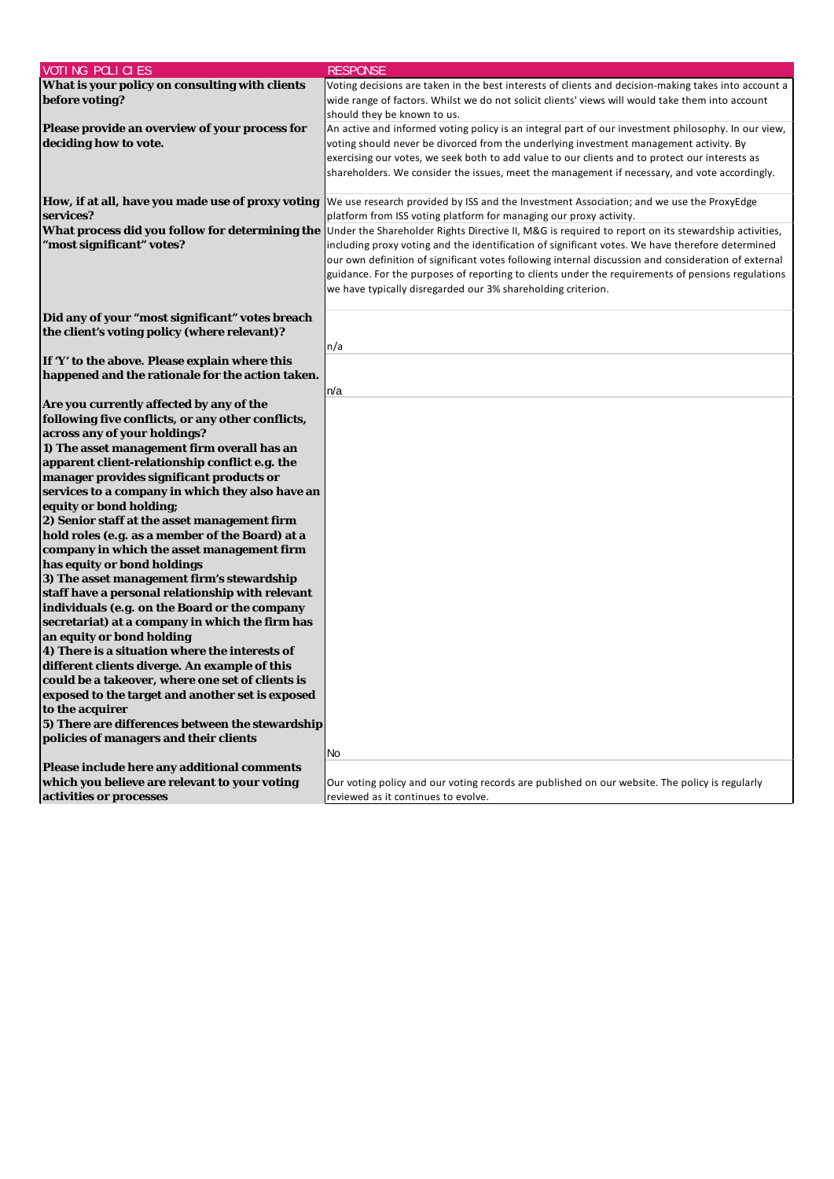| VOTING POLICIES | RESPONSE |
|---|---|
| **What is your policy on consulting with clients before voting?** | Voting decisions are taken in the best interests of clients and decision-making takes into account a wide range of factors. Whilst we do not solicit clients' views will would take them into account should they be known to us. |
| **Please provide an overview of your process for deciding how to vote.** | An active and informed voting policy is an integral part of our investment philosophy. In our view, voting should never be divorced from the underlying investment management activity. By exercising our votes, we seek both to add value to our clients and to protect our interests as shareholders. We consider the issues, meet the management if necessary, and vote accordingly. |
| **How, if at all, have you made use of proxy voting services?** | We use research provided by ISS and the Investment Association; and we use the ProxyEdge platform from ISS voting platform for managing our proxy activity. |
| **What process did you follow for determining the "most significant" votes?** | Under the Shareholder Rights Directive II, M&G is required to report on its stewardship activities, including proxy voting and the identification of significant votes. We have therefore determined our own definition of significant votes following internal discussion and consideration of external guidance. For the purposes of reporting to clients under the requirements of pensions regulations we have typically disregarded our 3% shareholding criterion. |
| **Did any of your "most significant" votes breach the client's voting policy (where relevant)?** | n/a |
| **If 'Y' to the above. Please explain where this happened and the rationale for the action taken.** | n/a |
| **Are you currently affected by any of the following five conflicts, or any other conflicts, across any of your holdings?**<br>**1) The asset management firm overall has an apparent client-relationship conflict e.g. the manager provides significant products or services to a company in which they also have an equity or bond holding;**<br>**2) Senior staff at the asset management firm hold roles (e.g. as a member of the Board) at a company in which the asset management firm has equity or bond holdings**<br>**3) The asset management firm's stewardship staff have a personal relationship with relevant individuals (e.g. on the Board or the company secretariat) at a company in which the firm has an equity or bond holding**<br>**4) There is a situation where the interests of different clients diverge. An example of this could be a takeover, where one set of clients is exposed to the target and another set is exposed to the acquirer**<br>**5) There are differences between the stewardship policies of managers and their clients** | No |
| **Please include here any additional comments which you believe are relevant to your voting activities or processes** | Our voting policy and our voting records are published on our website. The policy is regularly reviewed as it continues to evolve. |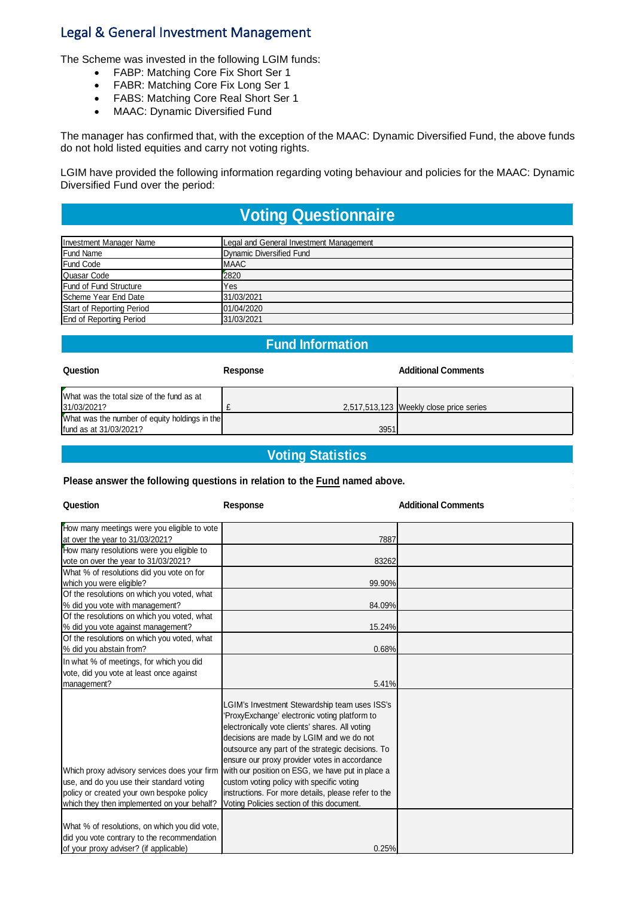## Legal & General Investment Management

The Scheme was invested in the following LGIM funds:

- FABP: Matching Core Fix Short Ser 1
- FABR: Matching Core Fix Long Ser 1
- FABS: Matching Core Real Short Ser 1
- MAAC: Dynamic Diversified Fund

The manager has confirmed that, with the exception of the MAAC: Dynamic Diversified Fund, the above funds do not hold listed equities and carry not voting rights.

LGIM have provided the following information regarding voting behaviour and policies for the MAAC: Dynamic Diversified Fund over the period:

### Voting Questionnaire

| | |
|---|---|
| Investment Manager Name | Legal and General Investment Management |
| Fund Name | Dynamic Diversified Fund |
| Fund Code | MAAC |
| Quasar Code | 2820 |
| Fund of Fund Structure | Yes |
| Scheme Year End Date | 31/03/2021 |
| Start of Reporting Period | 01/04/2020 |
| End of Reporting Period | 31/03/2021 |

### Fund Information

| Question | Response | Additional Comments |
|---|---|---|
| What was the total size of the fund as at 31/03/2021? | £ 2,517,513,123 | Weekly close price series |
| What was the number of equity holdings in the fund as at 31/03/2021? | 3951 | |

### Voting Statistics

**Please answer the following questions in relation to the Fund named above.**

| Question | Response | Additional Comments |
|---|---|---|
| How many meetings were you eligible to vote at over the year to 31/03/2021? | 7887 | |
| How many resolutions were you eligible to vote on over the year to 31/03/2021? | 83262 | |
| What % of resolutions did you vote on for which you were eligible? | 99.90% | |
| Of the resolutions on which you voted, what % did you vote with management? | 84.09% | |
| Of the resolutions on which you voted, what % did you vote against management? | 15.24% | |
| Of the resolutions on which you voted, what % did you abstain from? | 0.68% | |
| In what % of meetings, for which you did vote, did you vote at least once against management? | 5.41% | |
| Which proxy advisory services does your firm use, and do you use their standard voting policy or created your own bespoke policy which they then implemented on your behalf? | LGIM's Investment Stewardship team uses ISS's 'ProxyExchange' electronic voting platform to electronically vote clients' shares. All voting decisions are made by LGIM and we do not outsource any part of the strategic decisions. To ensure our proxy provider votes in accordance with our position on ESG, we have put in place a custom voting policy with specific voting instructions. For more details, please refer to the Voting Policies section of this document. | |
| What % of resolutions, on which you did vote, did you vote contrary to the recommendation of your proxy adviser? (if applicable) | 0.25% | |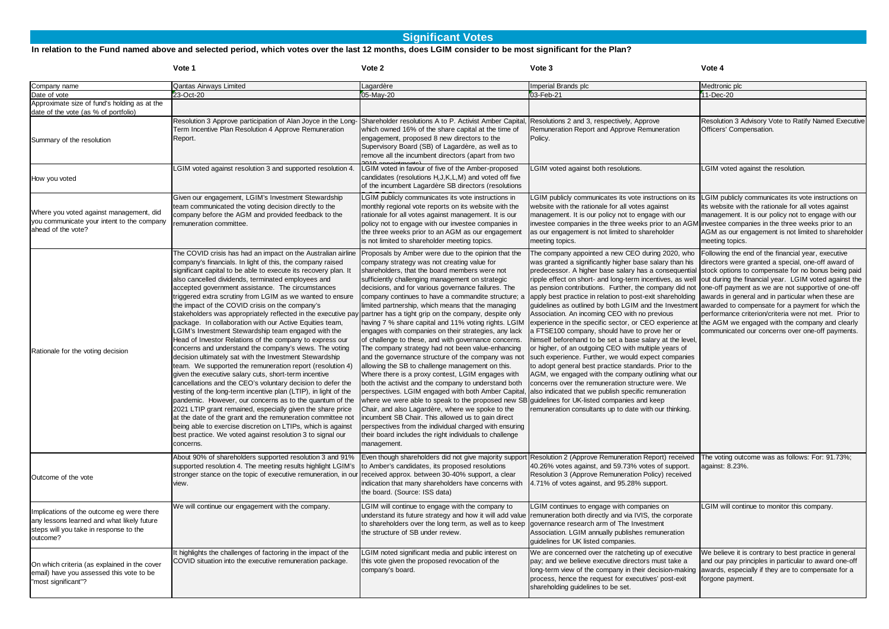## Significant Votes

**In relation to the Fund named above and selected period, which votes over the last 12 months, does LGIM consider to be most significant for the Plan?**

| | Vote 1 | Vote 2 | Vote 3 | Vote 4 |
|---|---|---|---|---|
| Company name | Qantas Airways Limited | Lagardère | Imperial Brands plc | Medtronic plc |
| Date of vote | 23-Oct-20 | 05-May-20 | 03-Feb-21 | 11-Dec-20 |
| Approximate size of fund's holding as at the date of the vote (as % of portfolio) | | | | |
| Summary of the resolution | Resolution 3 Approve participation of Alan Joyce in the Long-Term Incentive Plan Resolution 4 Approve Remuneration Report. | Shareholder resolutions A to P. Activist Amber Capital, which owned 16% of the share capital at the time of engagement, proposed 8 new directors to the Supervisory Board (SB) of Lagardère, as well as to remove all the incumbent directors (apart from two 2019 appointments). | Resolutions 2 and 3, respectively, Approve Remuneration Report and Approve Remuneration Policy. | Resolution 3 Advisory Vote to Ratify Named Executive Officers' Compensation. |
| How you voted | LGIM voted against resolution 3 and supported resolution 4. | LGIM voted in favour of five of the Amber-proposed candidates (resolutions H,J,K,L,M) and voted off five of the incumbent Lagardère SB directors (resolutions ... | LGIM voted against both resolutions. | LGIM voted against the resolution. |
| Where you voted against management, did you communicate your intent to the company ahead of the vote? | Given our engagement, LGIM's Investment Stewardship team communicated the voting decision directly to the company before the AGM and provided feedback to the remuneration committee. | LGIM publicly communicates its vote instructions in monthly regional vote reports on its website with the rationale for all votes against management. It is our policy not to engage with our investee companies in the three weeks prior to an AGM as our engagement is not limited to shareholder meeting topics. | LGIM publicly communicates its vote instructions on its website with the rationale for all votes against management. It is our policy not to engage with our investee companies in the three weeks prior to an AGM as our engagement is not limited to shareholder meeting topics. | LGIM publicly communicates its vote instructions on its website with the rationale for all votes against management. It is our policy not to engage with our investee companies in the three weeks prior to an AGM as our engagement is not limited to shareholder meeting topics. |
| Rationale for the voting decision | The COVID crisis has had an impact on the Australian airline company's financials. In light of this, the company raised significant capital to be able to execute its recovery plan. It also cancelled dividends, terminated employees and accepted government assistance. The circumstances triggered extra scrutiny from LGIM as we wanted to ensure the impact of the COVID crisis on the company's stakeholders was appropriately reflected in the executive pay package. In collaboration with our Active Equities team, LGIM's Investment Stewardship team engaged with the Head of Investor Relations of the company to express our concerns and understand the company's views. The voting decision ultimately sat with the Investment Stewardship team. We supported the remuneration report (resolution 4) given the executive salary cuts, short-term incentive cancellations and the CEO's voluntary decision to defer the vesting of the long-term incentive plan (LTIP), in light of the pandemic. However, our concerns as to the quantum of the 2021 LTIP grant remained, especially given the share price at the date of the grant and the remuneration committee not being able to exercise discretion on LTIPs, which is against best practice. We voted against resolution 3 to signal our concerns. | Proposals by Amber were due to the opinion that the company strategy was not creating value for shareholders, that the board members were not sufficiently challenging management on strategic decisions, and for various governance failures. The company continues to have a commandite structure; a limited partnership, which means that the managing partner has a tight grip on the company, despite only having 7 % share capital and 11% voting rights. LGIM engages with companies on their strategies, any lack of challenge to these, and with governance concerns. The company strategy had not been value-enhancing and the governance structure of the company was not allowing the SB to challenge management on this. Where there is a proxy contest, LGIM engages with both the activist and the company to understand both perspectives. LGIM engaged with both Amber Capital, where we were able to speak to the proposed new SB Chair, and also Lagardère, where we spoke to the incumbent SB Chair. This allowed us to gain direct perspectives from the individual charged with ensuring their board includes the right individuals to challenge management. | The company appointed a new CEO during 2020, who was granted a significantly higher base salary than his predecessor. A higher base salary has a consequential ripple effect on short- and long-term incentives, as well as pension contributions. Further, the company did not apply best practice in relation to post-exit shareholding guidelines as outlined by both LGIM and the Investment Association. An incoming CEO with no previous experience in the specific sector, or CEO experience at a FTSE100 company, should have to prove her or himself beforehand to be set a base salary at the level, or higher, of an outgoing CEO with multiple years of such experience. Further, we would expect companies to adopt general best practice standards. Prior to the AGM, we engaged with the company outlining what our concerns over the remuneration structure were. We also indicated that we publish specific remuneration guidelines for UK-listed companies and keep remuneration consultants up to date with our thinking. | Following the end of the financial year, executive directors were granted a special, one-off award of stock options to compensate for no bonus being paid out during the financial year. LGIM voted against the one-off payment as we are not supportive of one-off awards in general and in particular when these are awarded to compensate for a payment for which the performance criterion/criteria were not met. Prior to the AGM we engaged with the company and clearly communicated our concerns over one-off payments. |
| Outcome of the vote | About 90% of shareholders supported resolution 3 and 91% supported resolution 4. The meeting results highlight LGIM's stronger stance on the topic of executive remuneration, in our view. | Even though shareholders did not give majority support to Amber's candidates, its proposed resolutions received approx. between 30-40% support, a clear indication that many shareholders have concerns with the board. (Source: ISS data) | Resolution 2 (Approve Remuneration Report) received 40.26% votes against, and 59.73% votes of support. Resolution 3 (Approve Remuneration Policy) received 4.71% of votes against, and 95.28% support. | The voting outcome was as follows: For: 91.73%; against: 8.23%. |
| Implications of the outcome eg were there any lessons learned and what likely future steps will you take in response to the outcome? | We will continue our engagement with the company. | LGIM will continue to engage with the company to understand its future strategy and how it will add value to shareholders over the long term, as well as to keep the structure of SB under review. | LGIM continues to engage with companies on remuneration both directly and via IVIS, the corporate governance research arm of The Investment Association. LGIM annually publishes remuneration guidelines for UK listed companies. | LGIM will continue to monitor this company. |
| On which criteria (as explained in the cover email) have you assessed this vote to be "most significant"? | It highlights the challenges of factoring in the impact of the COVID situation into the executive remuneration package. | LGIM noted significant media and public interest on this vote given the proposed revocation of the company's board. | We are concerned over the ratcheting up of executive pay; and we believe executive directors must take a long-term view of the company in their decision-making process, hence the request for executives' post-exit shareholding guidelines to be set. | We believe it is contrary to best practice in general and our pay principles in particular to award one-off awards, especially if they are to compensate for a forgone payment. |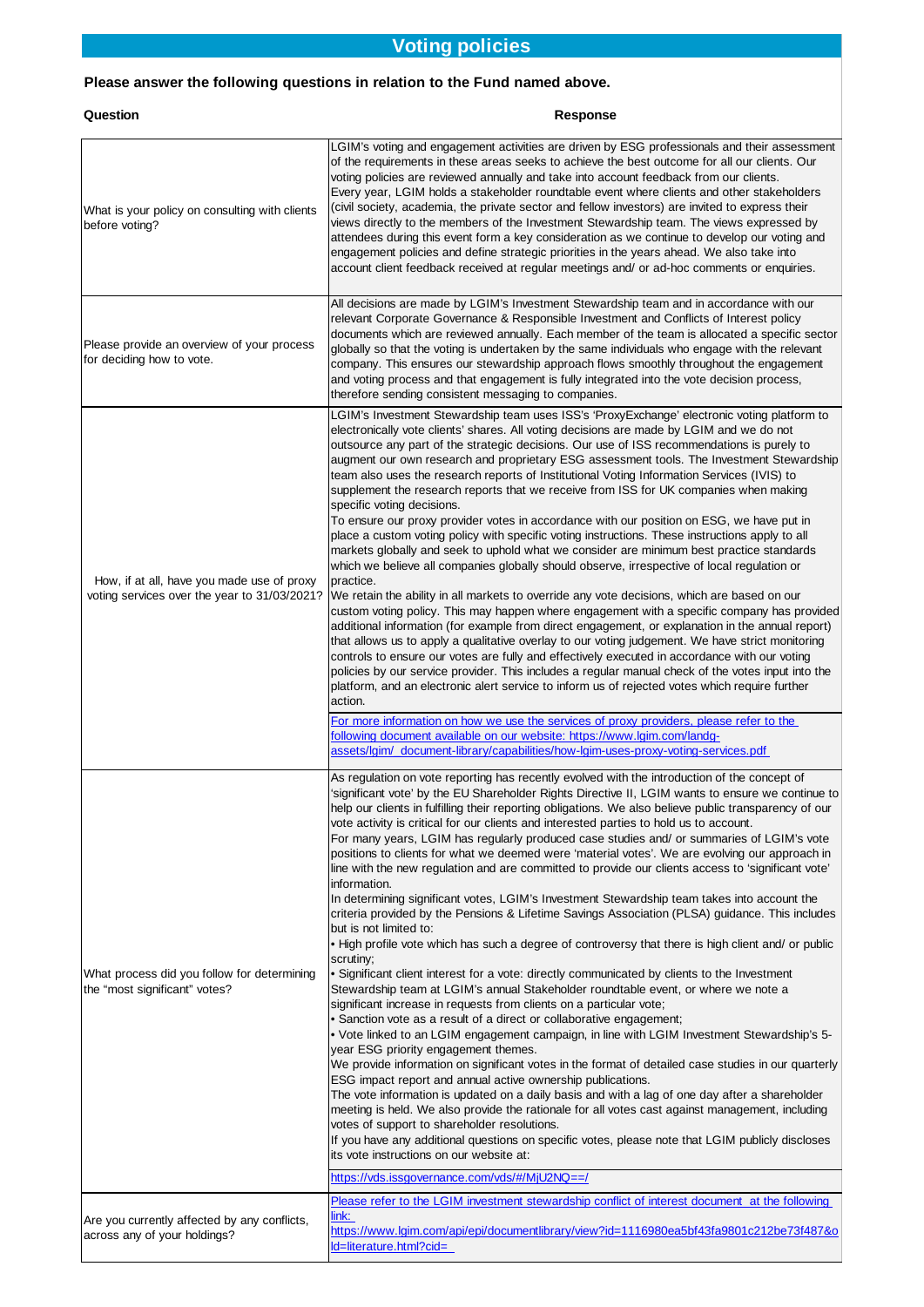# Voting policies

**Please answer the following questions in relation to the Fund named above.**

| Question | Response |
| --- | --- |
| What is your policy on consulting with clients before voting? | LGIM's voting and engagement activities are driven by ESG professionals and their assessment of the requirements in these areas seeks to achieve the best outcome for all our clients. Our voting policies are reviewed annually and take into account feedback from our clients. Every year, LGIM holds a stakeholder roundtable event where clients and other stakeholders (civil society, academia, the private sector and fellow investors) are invited to express their views directly to the members of the Investment Stewardship team. The views expressed by attendees during this event form a key consideration as we continue to develop our voting and engagement policies and define strategic priorities in the years ahead. We also take into account client feedback received at regular meetings and/ or ad-hoc comments or enquiries. |
| Please provide an overview of your process for deciding how to vote. | All decisions are made by LGIM's Investment Stewardship team and in accordance with our relevant Corporate Governance & Responsible Investment and Conflicts of Interest policy documents which are reviewed annually. Each member of the team is allocated a specific sector globally so that the voting is undertaken by the same individuals who engage with the relevant company. This ensures our stewardship approach flows smoothly throughout the engagement and voting process and that engagement is fully integrated into the vote decision process, therefore sending consistent messaging to companies. |
| How, if at all, have you made use of proxy voting services over the year to 31/03/2021? | LGIM's Investment Stewardship team uses ISS's 'ProxyExchange' electronic voting platform to electronically vote clients' shares. All voting decisions are made by LGIM and we do not outsource any part of the strategic decisions. Our use of ISS recommendations is purely to augment our own research and proprietary ESG assessment tools. The Investment Stewardship team also uses the research reports of Institutional Voting Information Services (IVIS) to supplement the research reports that we receive from ISS for UK companies when making specific voting decisions.<br>To ensure our proxy provider votes in accordance with our position on ESG, we have put in place a custom voting policy with specific voting instructions. These instructions apply to all markets globally and seek to uphold what we consider are minimum best practice standards which we believe all companies globally should observe, irrespective of local regulation or practice.<br>We retain the ability in all markets to override any vote decisions, which are based on our custom voting policy. This may happen where engagement with a specific company has provided additional information (for example from direct engagement, or explanation in the annual report) that allows us to apply a qualitative overlay to our voting judgement. We have strict monitoring controls to ensure our votes are fully and effectively executed in accordance with our voting policies by our service provider. This includes a regular manual check of the votes input into the platform, and an electronic alert service to inform us of rejected votes which require further action.<br>For more information on how we use the services of proxy providers, please refer to the following document available on our website: https://www.lgim.com/landg-assets/lgim/_document-library/capabilities/how-lgim-uses-proxy-voting-services.pdf |
| What process did you follow for determining the "most significant" votes? | As regulation on vote reporting has recently evolved with the introduction of the concept of 'significant vote' by the EU Shareholder Rights Directive II, LGIM wants to ensure we continue to help our clients in fulfilling their reporting obligations. We also believe public transparency of our vote activity is critical for our clients and interested parties to hold us to account.<br>For many years, LGIM has regularly produced case studies and/ or summaries of LGIM's vote positions to clients for what we deemed were 'material votes'. We are evolving our approach in line with the new regulation and are committed to provide our clients access to 'significant vote' information.<br>In determining significant votes, LGIM's Investment Stewardship team takes into account the criteria provided by the Pensions & Lifetime Savings Association (PLSA) guidance. This includes but is not limited to:<br>• High profile vote which has such a degree of controversy that there is high client and/ or public scrutiny;<br>• Significant client interest for a vote: directly communicated by clients to the Investment Stewardship team at LGIM's annual Stakeholder roundtable event, or where we note a significant increase in requests from clients on a particular vote;<br>• Sanction vote as a result of a direct or collaborative engagement;<br>• Vote linked to an LGIM engagement campaign, in line with LGIM Investment Stewardship's 5-year ESG priority engagement themes.<br>We provide information on significant votes in the format of detailed case studies in our quarterly ESG impact report and annual active ownership publications.<br>The vote information is updated on a daily basis and with a lag of one day after a shareholder meeting is held. We also provide the rationale for all votes cast against management, including votes of support to shareholder resolutions.<br>If you have any additional questions on specific votes, please note that LGIM publicly discloses its vote instructions on our website at:<br>https://vds.issgovernance.com/vds/#/MjU2NQ==/ |
| Are you currently affected by any conflicts, across any of your holdings? | Please refer to the LGIM investment stewardship conflict of interest document at the following link:<br>https://www.lgim.com/api/epi/documentlibrary/view?id=1116980ea5bf43fa9801c212be73f487&old=literature.html?cid= |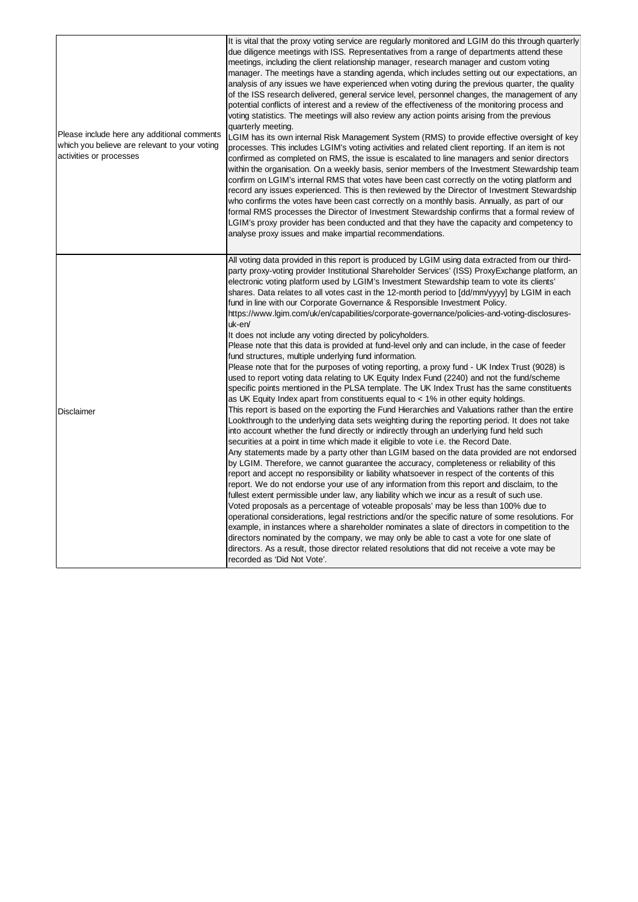| | |
|---|---|
| Please include here any additional comments which you believe are relevant to your voting activities or processes | It is vital that the proxy voting service are regularly monitored and LGIM do this through quarterly due diligence meetings with ISS. Representatives from a range of departments attend these meetings, including the client relationship manager, research manager and custom voting manager. The meetings have a standing agenda, which includes setting out our expectations, an analysis of any issues we have experienced when voting during the previous quarter, the quality of the ISS research delivered, general service level, personnel changes, the management of any potential conflicts of interest and a review of the effectiveness of the monitoring process and voting statistics. The meetings will also review any action points arising from the previous quarterly meeting.<br>LGIM has its own internal Risk Management System (RMS) to provide effective oversight of key processes. This includes LGIM's voting activities and related client reporting. If an item is not confirmed as completed on RMS, the issue is escalated to line managers and senior directors within the organisation. On a weekly basis, senior members of the Investment Stewardship team confirm on LGIM's internal RMS that votes have been cast correctly on the voting platform and record any issues experienced. This is then reviewed by the Director of Investment Stewardship who confirms the votes have been cast correctly on a monthly basis. Annually, as part of our formal RMS processes the Director of Investment Stewardship confirms that a formal review of LGIM's proxy provider has been conducted and that they have the capacity and competency to analyse proxy issues and make impartial recommendations. |
| Disclaimer | All voting data provided in this report is produced by LGIM using data extracted from our third-party proxy-voting provider Institutional Shareholder Services' (ISS) ProxyExchange platform, an electronic voting platform used by LGIM's Investment Stewardship team to vote its clients' shares. Data relates to all votes cast in the 12-month period to [dd/mm/yyyy] by LGIM in each fund in line with our Corporate Governance & Responsible Investment Policy.<br>https://www.lgim.com/uk/en/capabilities/corporate-governance/policies-and-voting-disclosures-uk-en/<br>It does not include any voting directed by policyholders.<br>Please note that this data is provided at fund-level only and can include, in the case of feeder fund structures, multiple underlying fund information.<br>Please note that for the purposes of voting reporting, a proxy fund - UK Index Trust (9028) is used to report voting data relating to UK Equity Index Fund (2240) and not the fund/scheme specific points mentioned in the PLSA template. The UK Index Trust has the same constituents as UK Equity Index apart from constituents equal to < 1% in other equity holdings.<br>This report is based on the exporting the Fund Hierarchies and Valuations rather than the entire Lookthrough to the underlying data sets weighting during the reporting period. It does not take into account whether the fund directly or indirectly through an underlying fund held such securities at a point in time which made it eligible to vote i.e. the Record Date.<br>Any statements made by a party other than LGIM based on the data provided are not endorsed by LGIM. Therefore, we cannot guarantee the accuracy, completeness or reliability of this report and accept no responsibility or liability whatsoever in respect of the contents of this report. We do not endorse your use of any information from this report and disclaim, to the fullest extent permissible under law, any liability which we incur as a result of such use.<br>Voted proposals as a percentage of voteable proposals' may be less than 100% due to operational considerations, legal restrictions and/or the specific nature of some resolutions. For example, in instances where a shareholder nominates a slate of directors in competition to the directors nominated by the company, we may only be able to cast a vote for one slate of directors. As a result, those director related resolutions that did not receive a vote may be recorded as 'Did Not Vote'. |